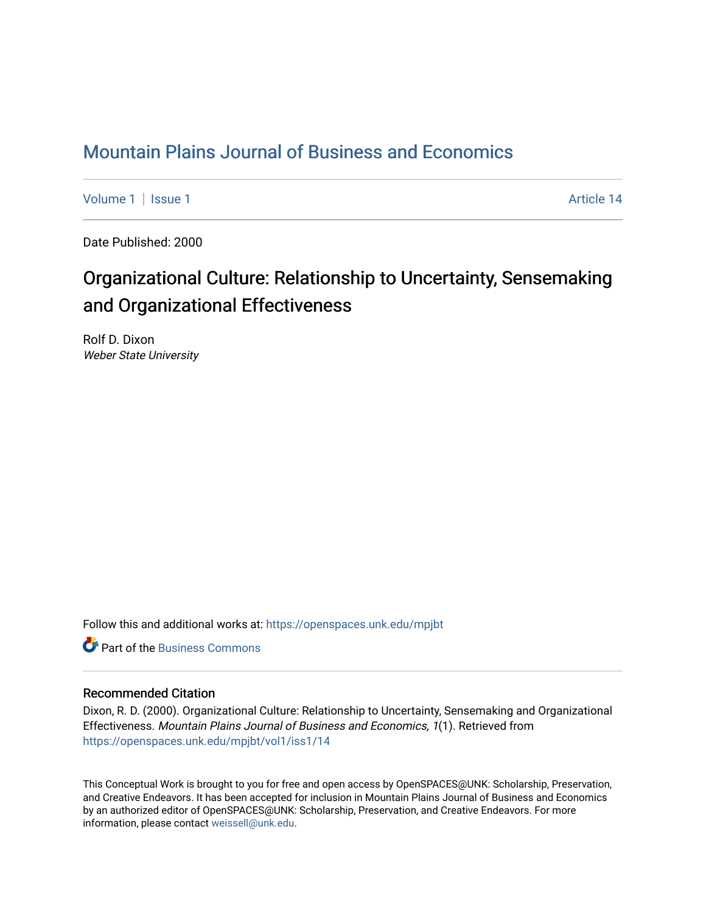# Mountain Plains Journal of Business and Economics

Volume 1 | Issue 1 Article 14

Date Published: 2000

## Organizational Culture: Relationship to Uncertainty, Sensemaking and Organizational Effectiveness

Rolf D. Dixon
*Weber State University*

Follow this and additional works at: https://openspaces.unk.edu/mpjbt

Part of the Business Commons

### Recommended Citation

Dixon, R. D. (2000). Organizational Culture: Relationship to Uncertainty, Sensemaking and Organizational Effectiveness. *Mountain Plains Journal of Business and Economics, 1*(1). Retrieved from https://openspaces.unk.edu/mpjbt/vol1/iss1/14

This Conceptual Work is brought to you for free and open access by OpenSPACES@UNK: Scholarship, Preservation, and Creative Endeavors. It has been accepted for inclusion in Mountain Plains Journal of Business and Economics by an authorized editor of OpenSPACES@UNK: Scholarship, Preservation, and Creative Endeavors. For more information, please contact weissell@unk.edu.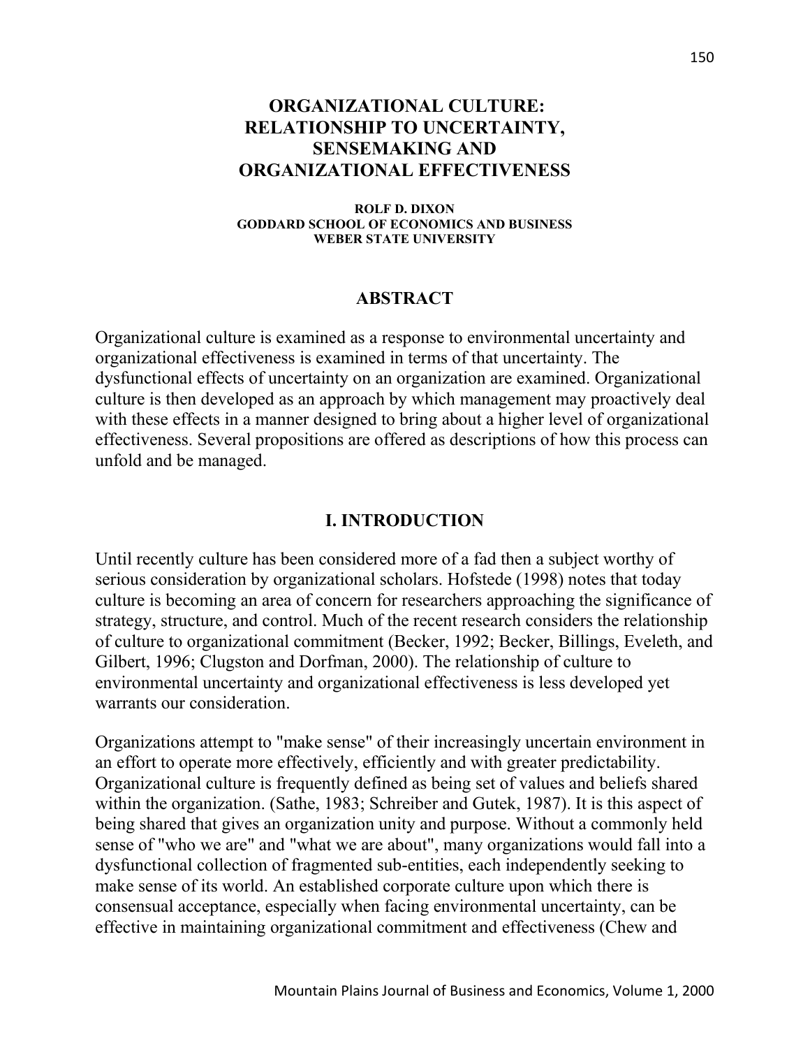# ORGANIZATIONAL CULTURE: RELATIONSHIP TO UNCERTAINTY, SENSEMAKING AND ORGANIZATIONAL EFFECTIVENESS

**ROLF D. DIXON**
**GODDARD SCHOOL OF ECONOMICS AND BUSINESS**
**WEBER STATE UNIVERSITY**

## ABSTRACT

Organizational culture is examined as a response to environmental uncertainty and organizational effectiveness is examined in terms of that uncertainty. The dysfunctional effects of uncertainty on an organization are examined. Organizational culture is then developed as an approach by which management may proactively deal with these effects in a manner designed to bring about a higher level of organizational effectiveness. Several propositions are offered as descriptions of how this process can unfold and be managed.

## I. INTRODUCTION

Until recently culture has been considered more of a fad then a subject worthy of serious consideration by organizational scholars. Hofstede (1998) notes that today culture is becoming an area of concern for researchers approaching the significance of strategy, structure, and control. Much of the recent research considers the relationship of culture to organizational commitment (Becker, 1992; Becker, Billings, Eveleth, and Gilbert, 1996; Clugston and Dorfman, 2000). The relationship of culture to environmental uncertainty and organizational effectiveness is less developed yet warrants our consideration.

Organizations attempt to "make sense" of their increasingly uncertain environment in an effort to operate more effectively, efficiently and with greater predictability. Organizational culture is frequently defined as being set of values and beliefs shared within the organization. (Sathe, 1983; Schreiber and Gutek, 1987). It is this aspect of being shared that gives an organization unity and purpose. Without a commonly held sense of "who we are" and "what we are about", many organizations would fall into a dysfunctional collection of fragmented sub-entities, each independently seeking to make sense of its world. An established corporate culture upon which there is consensual acceptance, especially when facing environmental uncertainty, can be effective in maintaining organizational commitment and effectiveness (Chew and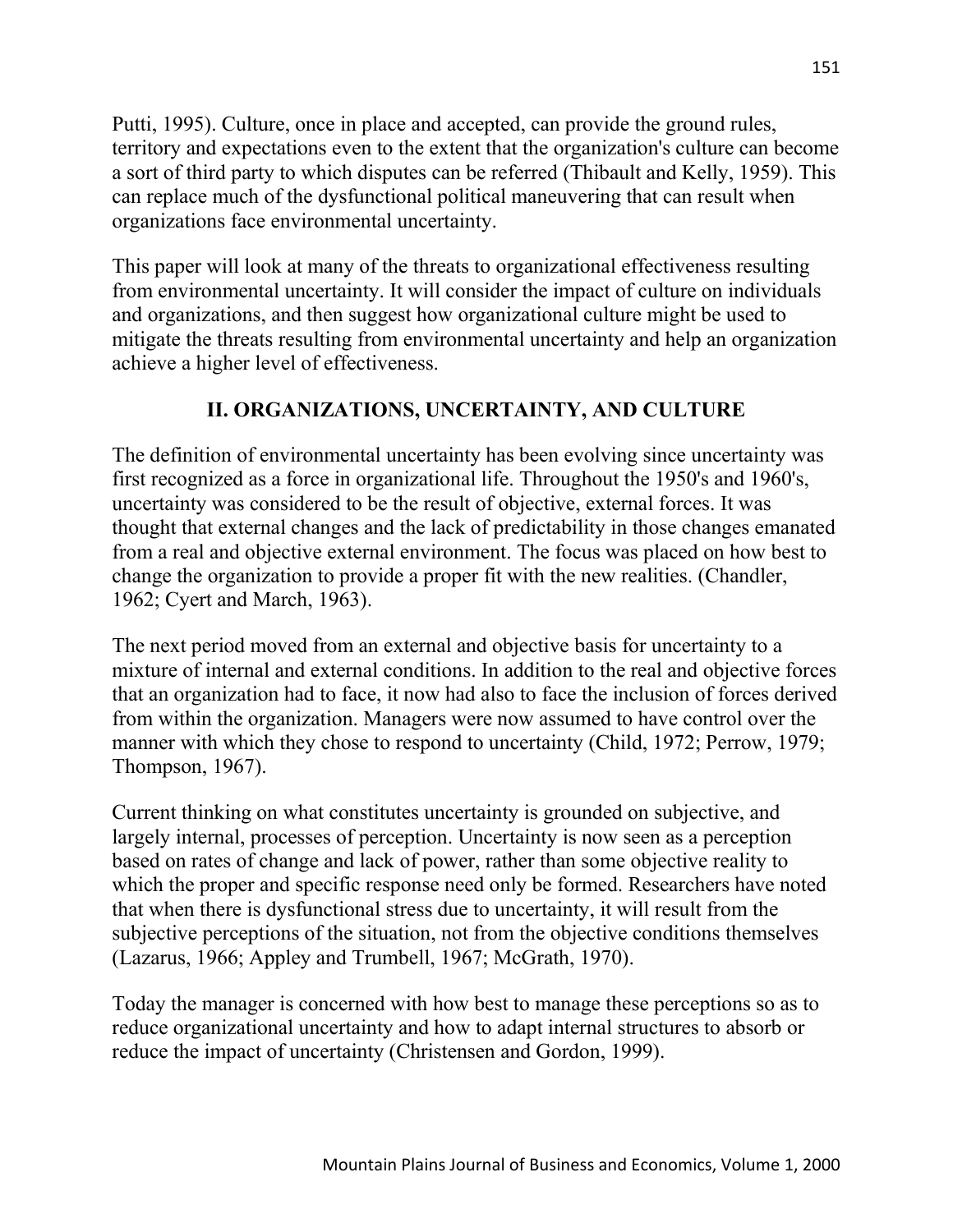Putti, 1995). Culture, once in place and accepted, can provide the ground rules, territory and expectations even to the extent that the organization's culture can become a sort of third party to which disputes can be referred (Thibault and Kelly, 1959). This can replace much of the dysfunctional political maneuvering that can result when organizations face environmental uncertainty.

This paper will look at many of the threats to organizational effectiveness resulting from environmental uncertainty. It will consider the impact of culture on individuals and organizations, and then suggest how organizational culture might be used to mitigate the threats resulting from environmental uncertainty and help an organization achieve a higher level of effectiveness.

## II. ORGANIZATIONS, UNCERTAINTY, AND CULTURE

The definition of environmental uncertainty has been evolving since uncertainty was first recognized as a force in organizational life. Throughout the 1950's and 1960's, uncertainty was considered to be the result of objective, external forces. It was thought that external changes and the lack of predictability in those changes emanated from a real and objective external environment. The focus was placed on how best to change the organization to provide a proper fit with the new realities. (Chandler, 1962; Cyert and March, 1963).

The next period moved from an external and objective basis for uncertainty to a mixture of internal and external conditions. In addition to the real and objective forces that an organization had to face, it now had also to face the inclusion of forces derived from within the organization. Managers were now assumed to have control over the manner with which they chose to respond to uncertainty (Child, 1972; Perrow, 1979; Thompson, 1967).

Current thinking on what constitutes uncertainty is grounded on subjective, and largely internal, processes of perception. Uncertainty is now seen as a perception based on rates of change and lack of power, rather than some objective reality to which the proper and specific response need only be formed. Researchers have noted that when there is dysfunctional stress due to uncertainty, it will result from the subjective perceptions of the situation, not from the objective conditions themselves (Lazarus, 1966; Appley and Trumbell, 1967; McGrath, 1970).

Today the manager is concerned with how best to manage these perceptions so as to reduce organizational uncertainty and how to adapt internal structures to absorb or reduce the impact of uncertainty (Christensen and Gordon, 1999).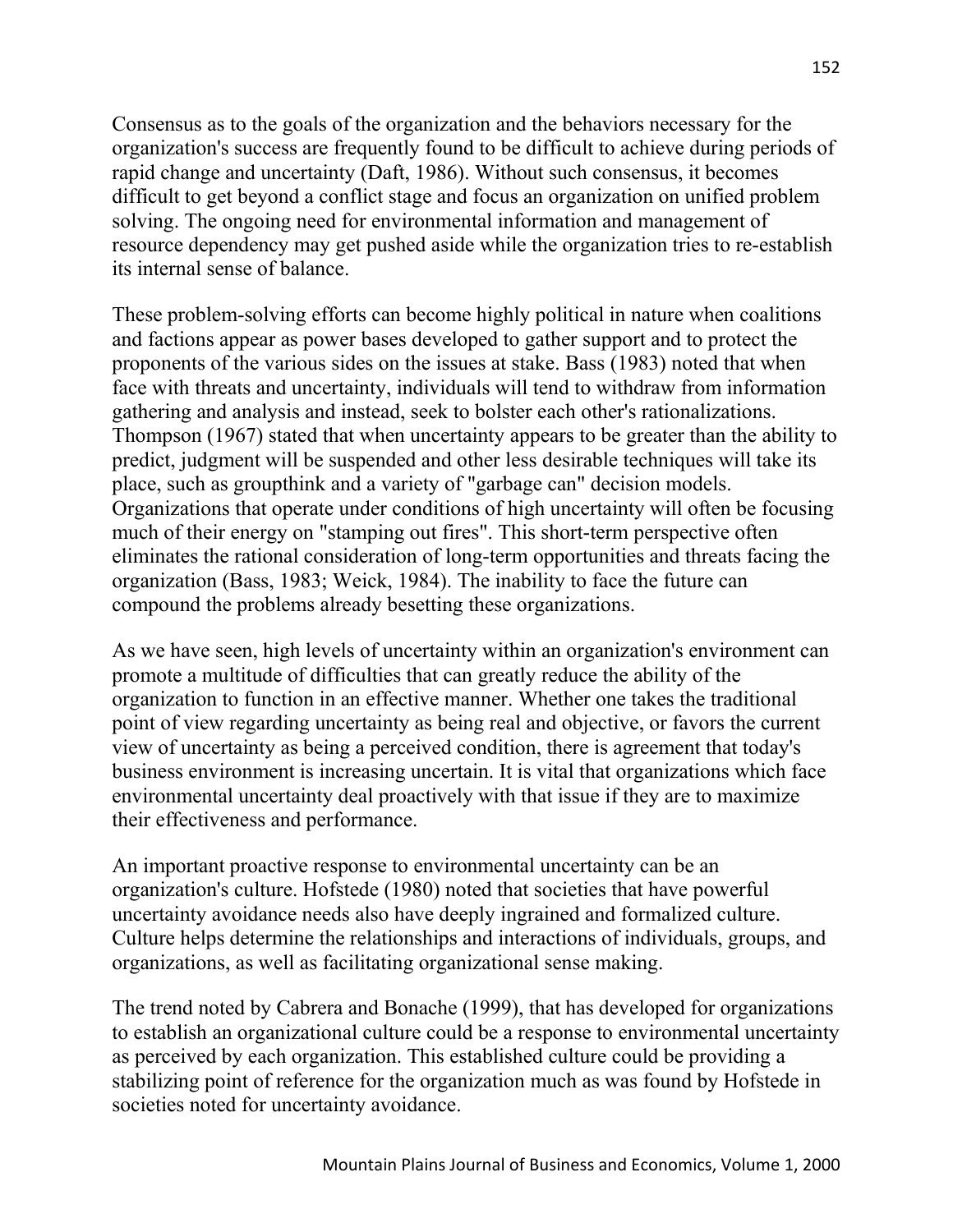Consensus as to the goals of the organization and the behaviors necessary for the organization's success are frequently found to be difficult to achieve during periods of rapid change and uncertainty (Daft, 1986). Without such consensus, it becomes difficult to get beyond a conflict stage and focus an organization on unified problem solving. The ongoing need for environmental information and management of resource dependency may get pushed aside while the organization tries to re-establish its internal sense of balance.

These problem-solving efforts can become highly political in nature when coalitions and factions appear as power bases developed to gather support and to protect the proponents of the various sides on the issues at stake. Bass (1983) noted that when face with threats and uncertainty, individuals will tend to withdraw from information gathering and analysis and instead, seek to bolster each other's rationalizations. Thompson (1967) stated that when uncertainty appears to be greater than the ability to predict, judgment will be suspended and other less desirable techniques will take its place, such as groupthink and a variety of "garbage can" decision models. Organizations that operate under conditions of high uncertainty will often be focusing much of their energy on "stamping out fires". This short-term perspective often eliminates the rational consideration of long-term opportunities and threats facing the organization (Bass, 1983; Weick, 1984). The inability to face the future can compound the problems already besetting these organizations.

As we have seen, high levels of uncertainty within an organization's environment can promote a multitude of difficulties that can greatly reduce the ability of the organization to function in an effective manner. Whether one takes the traditional point of view regarding uncertainty as being real and objective, or favors the current view of uncertainty as being a perceived condition, there is agreement that today's business environment is increasing uncertain. It is vital that organizations which face environmental uncertainty deal proactively with that issue if they are to maximize their effectiveness and performance.

An important proactive response to environmental uncertainty can be an organization's culture. Hofstede (1980) noted that societies that have powerful uncertainty avoidance needs also have deeply ingrained and formalized culture. Culture helps determine the relationships and interactions of individuals, groups, and organizations, as well as facilitating organizational sense making.

The trend noted by Cabrera and Bonache (1999), that has developed for organizations to establish an organizational culture could be a response to environmental uncertainty as perceived by each organization. This established culture could be providing a stabilizing point of reference for the organization much as was found by Hofstede in societies noted for uncertainty avoidance.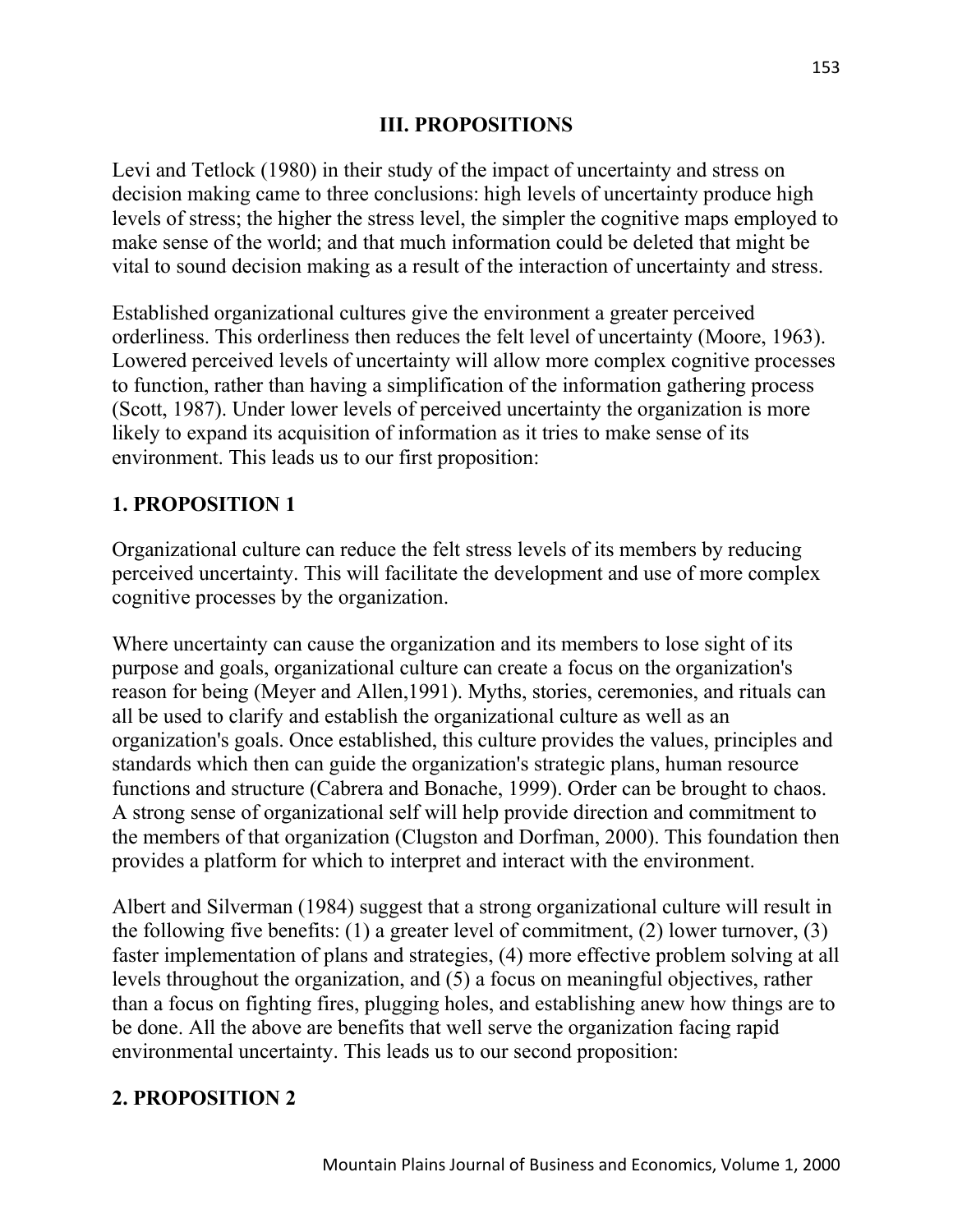## III. PROPOSITIONS

Levi and Tetlock (1980) in their study of the impact of uncertainty and stress on decision making came to three conclusions: high levels of uncertainty produce high levels of stress; the higher the stress level, the simpler the cognitive maps employed to make sense of the world; and that much information could be deleted that might be vital to sound decision making as a result of the interaction of uncertainty and stress.

Established organizational cultures give the environment a greater perceived orderliness. This orderliness then reduces the felt level of uncertainty (Moore, 1963). Lowered perceived levels of uncertainty will allow more complex cognitive processes to function, rather than having a simplification of the information gathering process (Scott, 1987). Under lower levels of perceived uncertainty the organization is more likely to expand its acquisition of information as it tries to make sense of its environment. This leads us to our first proposition:

### 1. PROPOSITION 1

Organizational culture can reduce the felt stress levels of its members by reducing perceived uncertainty. This will facilitate the development and use of more complex cognitive processes by the organization.

Where uncertainty can cause the organization and its members to lose sight of its purpose and goals, organizational culture can create a focus on the organization's reason for being (Meyer and Allen,1991). Myths, stories, ceremonies, and rituals can all be used to clarify and establish the organizational culture as well as an organization's goals. Once established, this culture provides the values, principles and standards which then can guide the organization's strategic plans, human resource functions and structure (Cabrera and Bonache, 1999). Order can be brought to chaos. A strong sense of organizational self will help provide direction and commitment to the members of that organization (Clugston and Dorfman, 2000). This foundation then provides a platform for which to interpret and interact with the environment.

Albert and Silverman (1984) suggest that a strong organizational culture will result in the following five benefits: (1) a greater level of commitment, (2) lower turnover, (3) faster implementation of plans and strategies, (4) more effective problem solving at all levels throughout the organization, and (5) a focus on meaningful objectives, rather than a focus on fighting fires, plugging holes, and establishing anew how things are to be done. All the above are benefits that well serve the organization facing rapid environmental uncertainty. This leads us to our second proposition:

### 2. PROPOSITION 2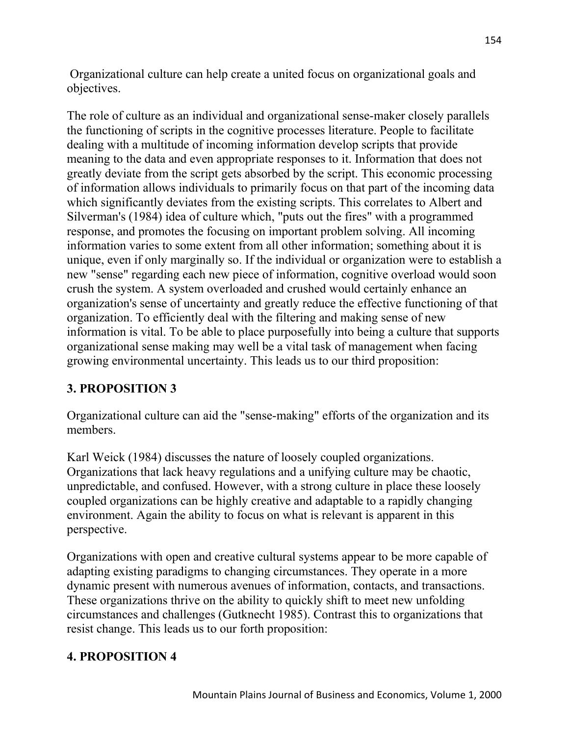Organizational culture can help create a united focus on organizational goals and objectives.

The role of culture as an individual and organizational sense-maker closely parallels the functioning of scripts in the cognitive processes literature. People to facilitate dealing with a multitude of incoming information develop scripts that provide meaning to the data and even appropriate responses to it. Information that does not greatly deviate from the script gets absorbed by the script. This economic processing of information allows individuals to primarily focus on that part of the incoming data which significantly deviates from the existing scripts. This correlates to Albert and Silverman's (1984) idea of culture which, "puts out the fires" with a programmed response, and promotes the focusing on important problem solving. All incoming information varies to some extent from all other information; something about it is unique, even if only marginally so. If the individual or organization were to establish a new "sense" regarding each new piece of information, cognitive overload would soon crush the system. A system overloaded and crushed would certainly enhance an organization's sense of uncertainty and greatly reduce the effective functioning of that organization. To efficiently deal with the filtering and making sense of new information is vital. To be able to place purposefully into being a culture that supports organizational sense making may well be a vital task of management when facing growing environmental uncertainty. This leads us to our third proposition:

## 3. PROPOSITION 3

Organizational culture can aid the "sense-making" efforts of the organization and its members.

Karl Weick (1984) discusses the nature of loosely coupled organizations. Organizations that lack heavy regulations and a unifying culture may be chaotic, unpredictable, and confused. However, with a strong culture in place these loosely coupled organizations can be highly creative and adaptable to a rapidly changing environment. Again the ability to focus on what is relevant is apparent in this perspective.

Organizations with open and creative cultural systems appear to be more capable of adapting existing paradigms to changing circumstances. They operate in a more dynamic present with numerous avenues of information, contacts, and transactions. These organizations thrive on the ability to quickly shift to meet new unfolding circumstances and challenges (Gutknecht 1985). Contrast this to organizations that resist change. This leads us to our forth proposition:

## 4. PROPOSITION 4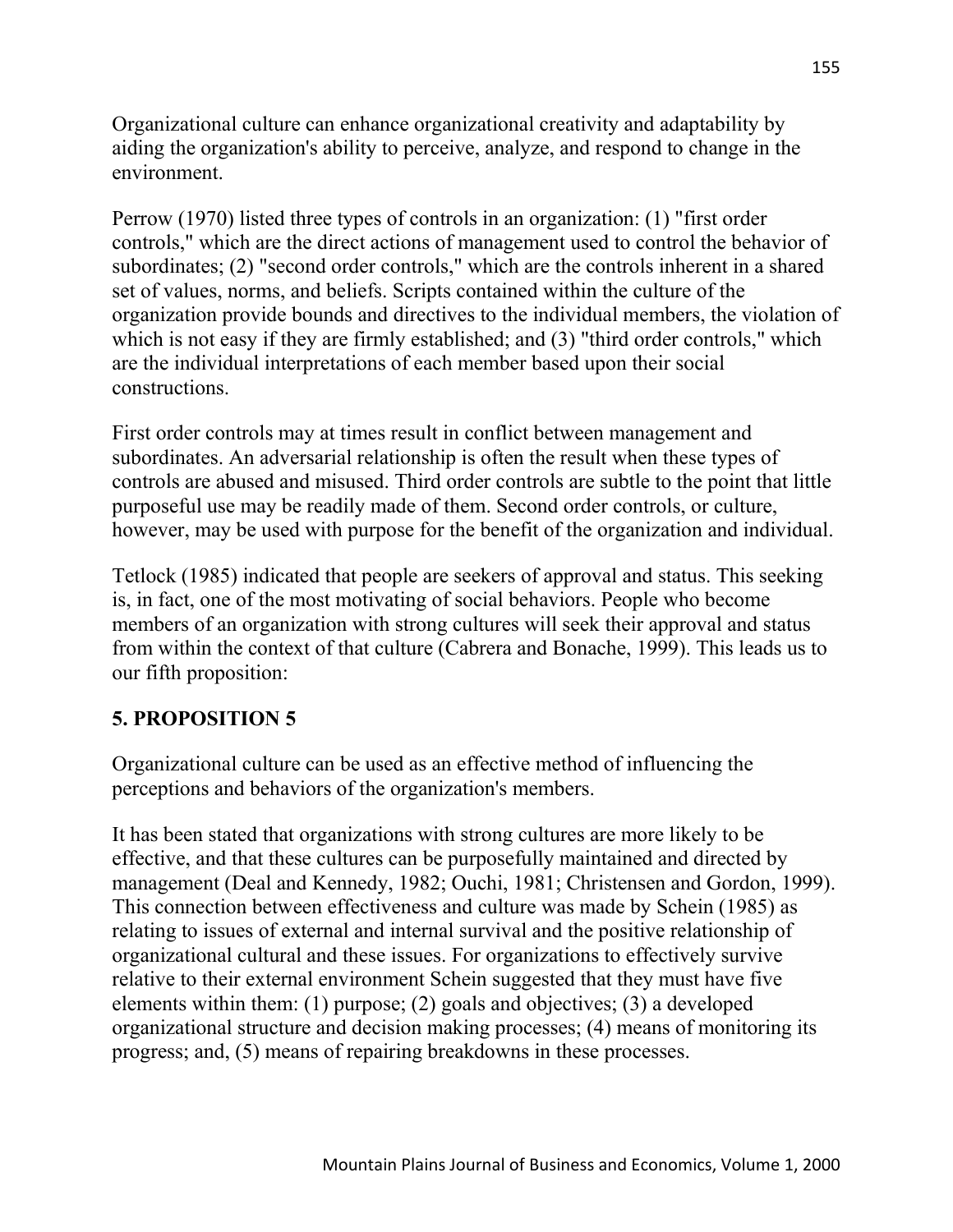Organizational culture can enhance organizational creativity and adaptability by aiding the organization's ability to perceive, analyze, and respond to change in the environment.

Perrow (1970) listed three types of controls in an organization: (1) "first order controls," which are the direct actions of management used to control the behavior of subordinates; (2) "second order controls," which are the controls inherent in a shared set of values, norms, and beliefs. Scripts contained within the culture of the organization provide bounds and directives to the individual members, the violation of which is not easy if they are firmly established; and (3) "third order controls," which are the individual interpretations of each member based upon their social constructions.

First order controls may at times result in conflict between management and subordinates. An adversarial relationship is often the result when these types of controls are abused and misused. Third order controls are subtle to the point that little purposeful use may be readily made of them. Second order controls, or culture, however, may be used with purpose for the benefit of the organization and individual.

Tetlock (1985) indicated that people are seekers of approval and status. This seeking is, in fact, one of the most motivating of social behaviors. People who become members of an organization with strong cultures will seek their approval and status from within the context of that culture (Cabrera and Bonache, 1999). This leads us to our fifth proposition:

## 5. PROPOSITION 5

Organizational culture can be used as an effective method of influencing the perceptions and behaviors of the organization's members.

It has been stated that organizations with strong cultures are more likely to be effective, and that these cultures can be purposefully maintained and directed by management (Deal and Kennedy, 1982; Ouchi, 1981; Christensen and Gordon, 1999). This connection between effectiveness and culture was made by Schein (1985) as relating to issues of external and internal survival and the positive relationship of organizational cultural and these issues. For organizations to effectively survive relative to their external environment Schein suggested that they must have five elements within them: (1) purpose; (2) goals and objectives; (3) a developed organizational structure and decision making processes; (4) means of monitoring its progress; and, (5) means of repairing breakdowns in these processes.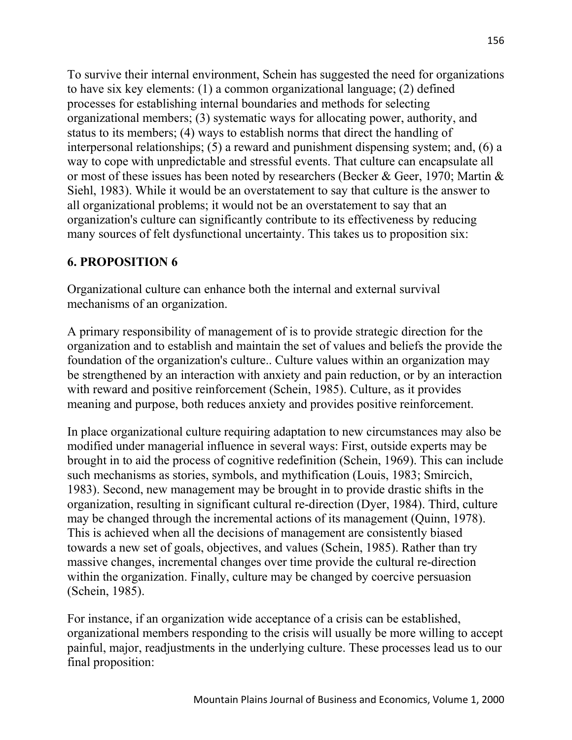To survive their internal environment, Schein has suggested the need for organizations to have six key elements: (1) a common organizational language; (2) defined processes for establishing internal boundaries and methods for selecting organizational members; (3) systematic ways for allocating power, authority, and status to its members; (4) ways to establish norms that direct the handling of interpersonal relationships; (5) a reward and punishment dispensing system; and, (6) a way to cope with unpredictable and stressful events. That culture can encapsulate all or most of these issues has been noted by researchers (Becker & Geer, 1970; Martin & Siehl, 1983). While it would be an overstatement to say that culture is the answer to all organizational problems; it would not be an overstatement to say that an organization's culture can significantly contribute to its effectiveness by reducing many sources of felt dysfunctional uncertainty. This takes us to proposition six:

## 6. PROPOSITION 6

Organizational culture can enhance both the internal and external survival mechanisms of an organization.

A primary responsibility of management of is to provide strategic direction for the organization and to establish and maintain the set of values and beliefs the provide the foundation of the organization's culture.. Culture values within an organization may be strengthened by an interaction with anxiety and pain reduction, or by an interaction with reward and positive reinforcement (Schein, 1985). Culture, as it provides meaning and purpose, both reduces anxiety and provides positive reinforcement.

In place organizational culture requiring adaptation to new circumstances may also be modified under managerial influence in several ways: First, outside experts may be brought in to aid the process of cognitive redefinition (Schein, 1969). This can include such mechanisms as stories, symbols, and mythification (Louis, 1983; Smircich, 1983). Second, new management may be brought in to provide drastic shifts in the organization, resulting in significant cultural re-direction (Dyer, 1984). Third, culture may be changed through the incremental actions of its management (Quinn, 1978). This is achieved when all the decisions of management are consistently biased towards a new set of goals, objectives, and values (Schein, 1985). Rather than try massive changes, incremental changes over time provide the cultural re-direction within the organization. Finally, culture may be changed by coercive persuasion (Schein, 1985).

For instance, if an organization wide acceptance of a crisis can be established, organizational members responding to the crisis will usually be more willing to accept painful, major, readjustments in the underlying culture. These processes lead us to our final proposition: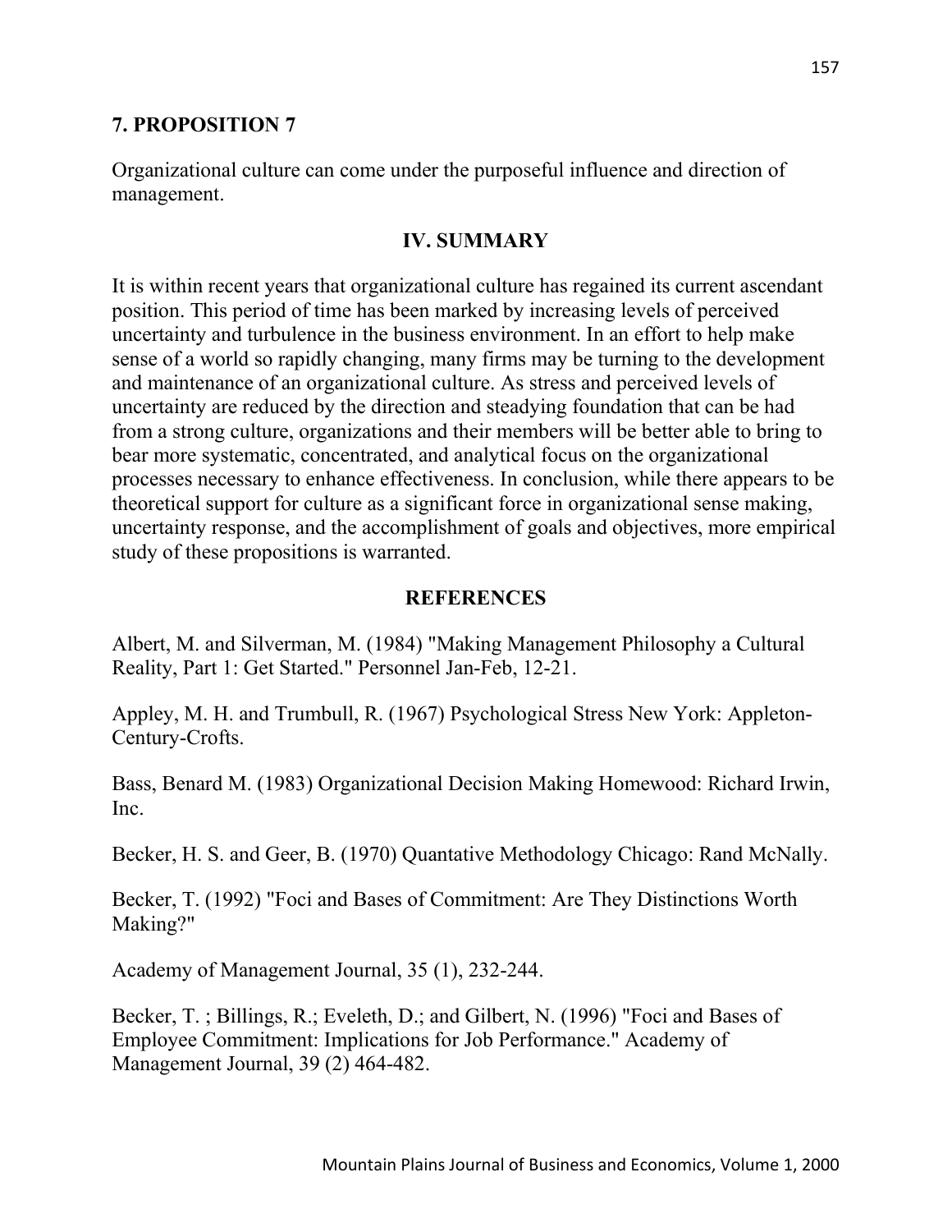### 7. PROPOSITION 7

Organizational culture can come under the purposeful influence and direction of management.

## IV. SUMMARY

It is within recent years that organizational culture has regained its current ascendant position. This period of time has been marked by increasing levels of perceived uncertainty and turbulence in the business environment. In an effort to help make sense of a world so rapidly changing, many firms may be turning to the development and maintenance of an organizational culture. As stress and perceived levels of uncertainty are reduced by the direction and steadying foundation that can be had from a strong culture, organizations and their members will be better able to bring to bear more systematic, concentrated, and analytical focus on the organizational processes necessary to enhance effectiveness. In conclusion, while there appears to be theoretical support for culture as a significant force in organizational sense making, uncertainty response, and the accomplishment of goals and objectives, more empirical study of these propositions is warranted.

## REFERENCES

Albert, M. and Silverman, M. (1984) "Making Management Philosophy a Cultural Reality, Part 1: Get Started." Personnel Jan-Feb, 12-21.

Appley, M. H. and Trumbull, R. (1967) Psychological Stress New York: Appleton-Century-Crofts.

Bass, Benard M. (1983) Organizational Decision Making Homewood: Richard Irwin, Inc.

Becker, H. S. and Geer, B. (1970) Quantative Methodology Chicago: Rand McNally.

Becker, T. (1992) "Foci and Bases of Commitment: Are They Distinctions Worth Making?"

Academy of Management Journal, 35 (1), 232-244.

Becker, T. ; Billings, R.; Eveleth, D.; and Gilbert, N. (1996) "Foci and Bases of Employee Commitment: Implications for Job Performance." Academy of Management Journal, 39 (2) 464-482.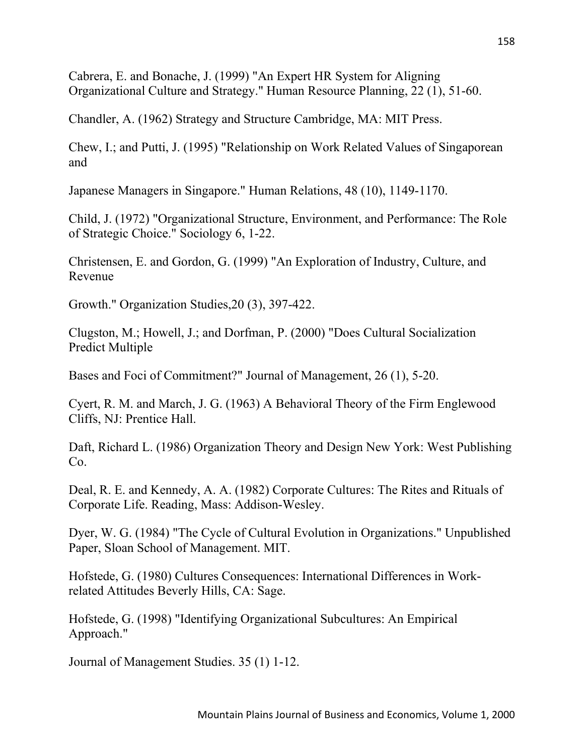Cabrera, E. and Bonache, J. (1999) "An Expert HR System for Aligning Organizational Culture and Strategy." Human Resource Planning, 22 (1), 51-60.

Chandler, A. (1962) Strategy and Structure Cambridge, MA: MIT Press.

Chew, I.; and Putti, J. (1995) "Relationship on Work Related Values of Singaporean and

Japanese Managers in Singapore." Human Relations, 48 (10), 1149-1170.

Child, J. (1972) "Organizational Structure, Environment, and Performance: The Role of Strategic Choice." Sociology 6, 1-22.

Christensen, E. and Gordon, G. (1999) "An Exploration of Industry, Culture, and Revenue

Growth." Organization Studies,20 (3), 397-422.

Clugston, M.; Howell, J.; and Dorfman, P. (2000) "Does Cultural Socialization Predict Multiple

Bases and Foci of Commitment?" Journal of Management, 26 (1), 5-20.

Cyert, R. M. and March, J. G. (1963) A Behavioral Theory of the Firm Englewood Cliffs, NJ: Prentice Hall.

Daft, Richard L. (1986) Organization Theory and Design New York: West Publishing Co.

Deal, R. E. and Kennedy, A. A. (1982) Corporate Cultures: The Rites and Rituals of Corporate Life. Reading, Mass: Addison-Wesley.

Dyer, W. G. (1984) "The Cycle of Cultural Evolution in Organizations." Unpublished Paper, Sloan School of Management. MIT.

Hofstede, G. (1980) Cultures Consequences: International Differences in Work-related Attitudes Beverly Hills, CA: Sage.

Hofstede, G. (1998) "Identifying Organizational Subcultures: An Empirical Approach."

Journal of Management Studies. 35 (1) 1-12.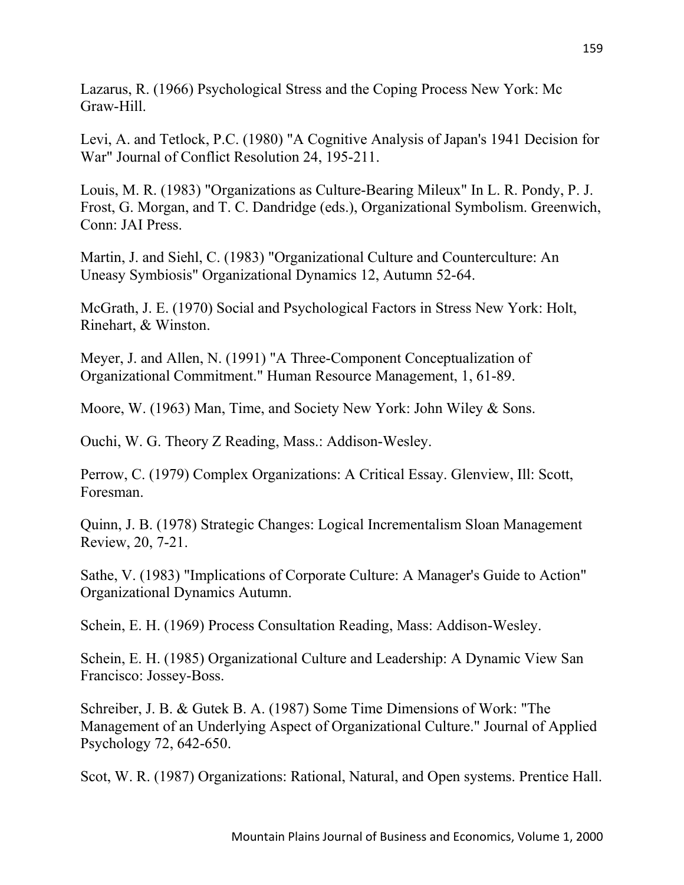Lazarus, R. (1966) Psychological Stress and the Coping Process New York: Mc Graw-Hill.

Levi, A. and Tetlock, P.C. (1980) "A Cognitive Analysis of Japan's 1941 Decision for War" Journal of Conflict Resolution 24, 195-211.

Louis, M. R. (1983) "Organizations as Culture-Bearing Mileux" In L. R. Pondy, P. J. Frost, G. Morgan, and T. C. Dandridge (eds.), Organizational Symbolism. Greenwich, Conn: JAI Press.

Martin, J. and Siehl, C. (1983) "Organizational Culture and Counterculture: An Uneasy Symbiosis" Organizational Dynamics 12, Autumn 52-64.

McGrath, J. E. (1970) Social and Psychological Factors in Stress New York: Holt, Rinehart, & Winston.

Meyer, J. and Allen, N. (1991) "A Three-Component Conceptualization of Organizational Commitment." Human Resource Management, 1, 61-89.

Moore, W. (1963) Man, Time, and Society New York: John Wiley & Sons.

Ouchi, W. G. Theory Z Reading, Mass.: Addison-Wesley.

Perrow, C. (1979) Complex Organizations: A Critical Essay. Glenview, Ill: Scott, Foresman.

Quinn, J. B. (1978) Strategic Changes: Logical Incrementalism Sloan Management Review, 20, 7-21.

Sathe, V. (1983) "Implications of Corporate Culture: A Manager's Guide to Action" Organizational Dynamics Autumn.

Schein, E. H. (1969) Process Consultation Reading, Mass: Addison-Wesley.

Schein, E. H. (1985) Organizational Culture and Leadership: A Dynamic View San Francisco: Jossey-Boss.

Schreiber, J. B. & Gutek B. A. (1987) Some Time Dimensions of Work: "The Management of an Underlying Aspect of Organizational Culture." Journal of Applied Psychology 72, 642-650.

Scot, W. R. (1987) Organizations: Rational, Natural, and Open systems. Prentice Hall.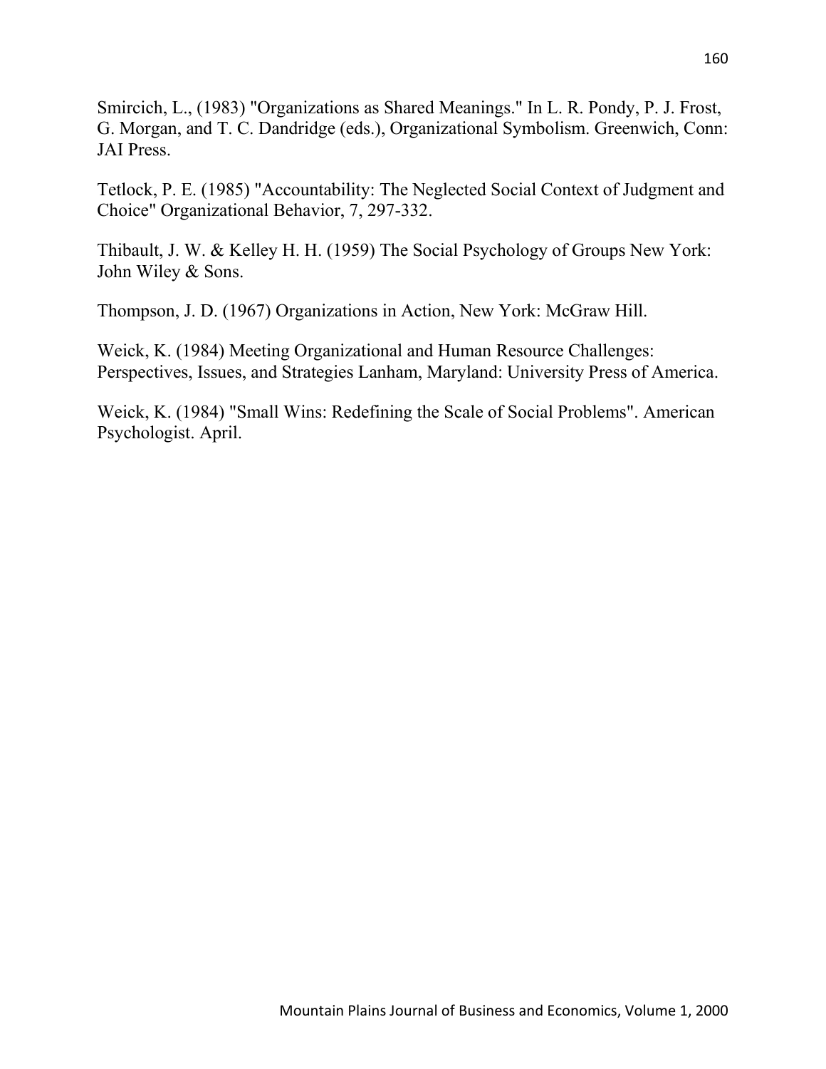Smircich, L., (1983) "Organizations as Shared Meanings." In L. R. Pondy, P. J. Frost, G. Morgan, and T. C. Dandridge (eds.), Organizational Symbolism. Greenwich, Conn: JAI Press.

Tetlock, P. E. (1985) "Accountability: The Neglected Social Context of Judgment and Choice" Organizational Behavior, 7, 297-332.

Thibault, J. W. & Kelley H. H. (1959) The Social Psychology of Groups New York: John Wiley & Sons.

Thompson, J. D. (1967) Organizations in Action, New York: McGraw Hill.

Weick, K. (1984) Meeting Organizational and Human Resource Challenges: Perspectives, Issues, and Strategies Lanham, Maryland: University Press of America.

Weick, K. (1984) "Small Wins: Redefining the Scale of Social Problems". American Psychologist. April.